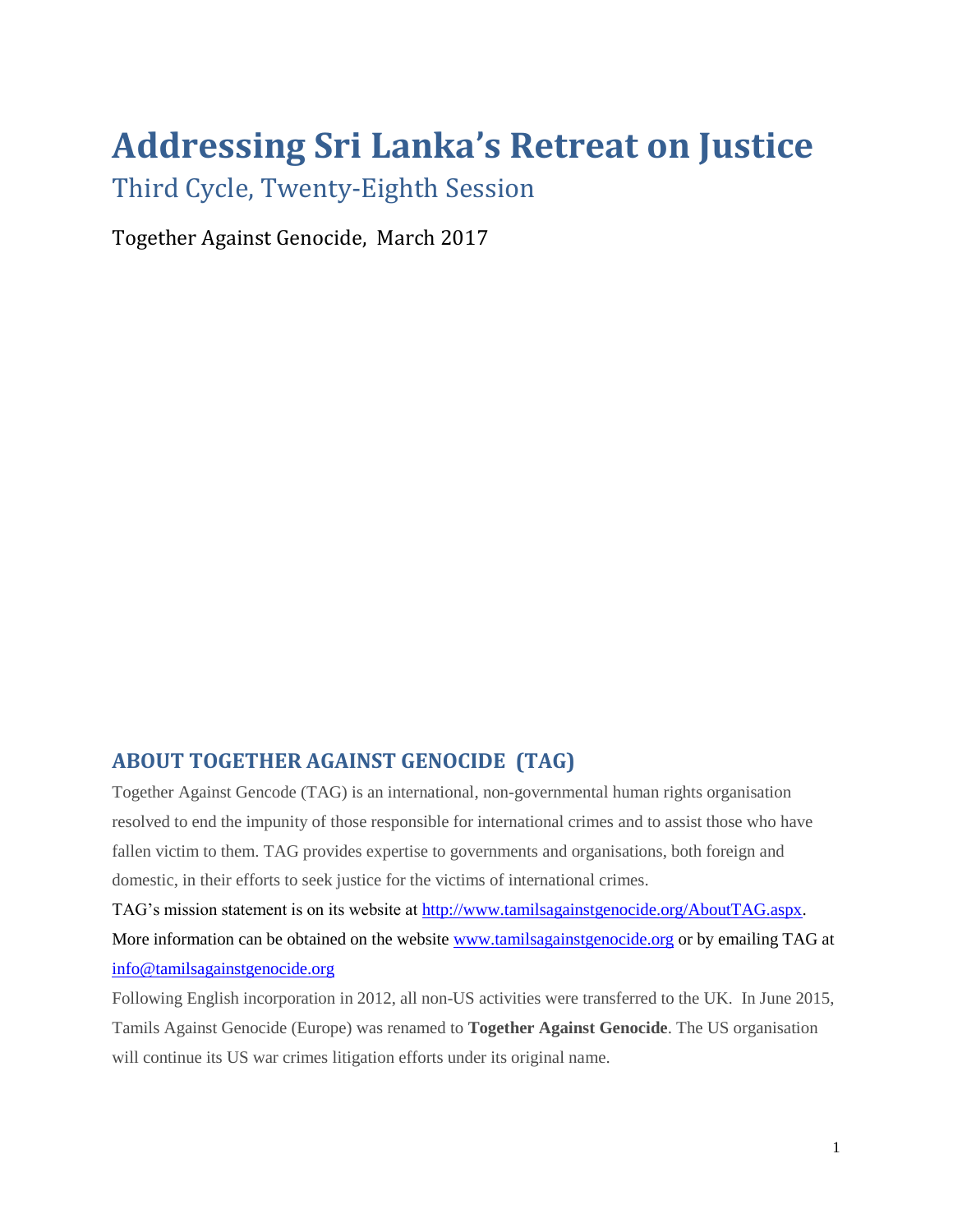# Addressing Sri Lanka's Retreat on Justice

Third Cycle, Twenty-Eighth Session

Together Against Genocide, March 2017

## ABOUT TOGETHER AGAINST GENOCIDE (TAG)

Together Against Gencode (TAG) is an international, non-governmental human rights organisation resolved to end the impunity of those responsible for international crimes and to assist those who have fallen victim to them. TAG provides expertise to governments and organisations, both foreign and domestic, in their efforts to seek justice for the victims of international crimes.

TAG's mission statement is on its website at http://www.tamilsagainstgenocide.org/AboutTAG.aspx.

More information can be obtained on the website www.tamilsagainstgenocide.org or by emailing TAG at info@tamilsagainstgenocide.org

Following English incorporation in 2012, all non-US activities were transferred to the UK. In June 2015, Tamils Against Genocide (Europe) was renamed to **Together Against Genocide**. The US organisation will continue its US war crimes litigation efforts under its original name.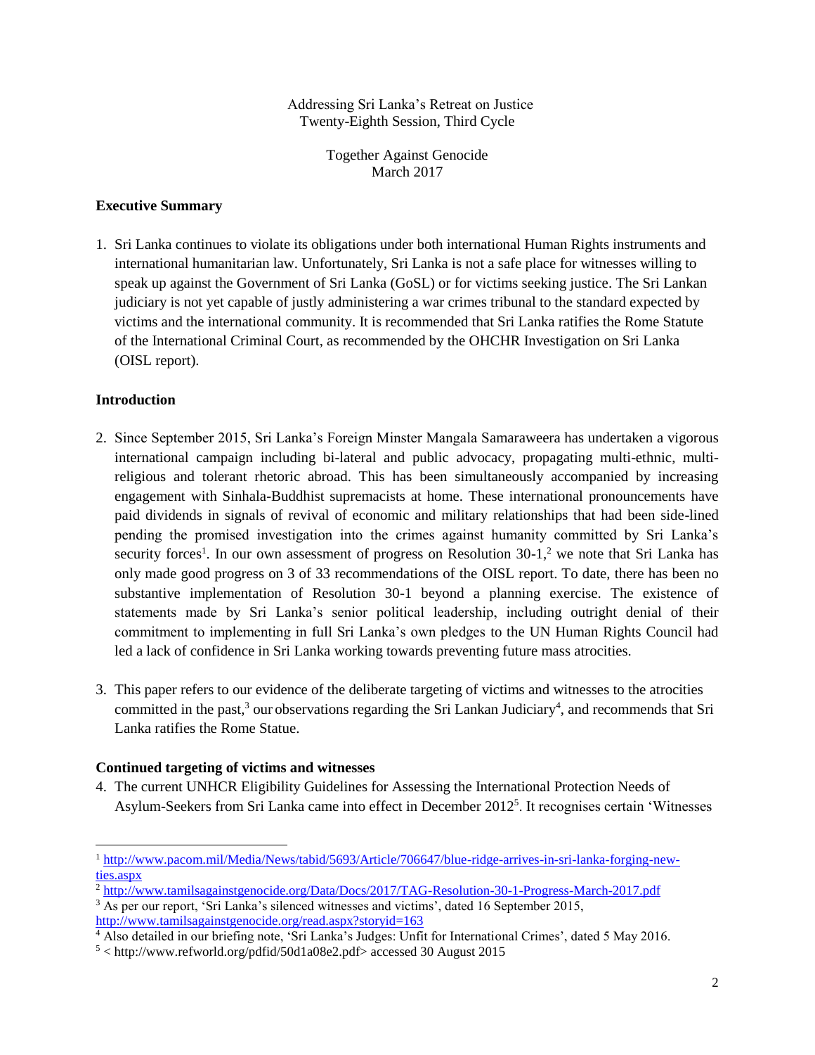Addressing Sri Lanka's Retreat on Justice
Twenty-Eighth Session, Third Cycle

Together Against Genocide
March 2017

**Executive Summary**

1. Sri Lanka continues to violate its obligations under both international Human Rights instruments and international humanitarian law. Unfortunately, Sri Lanka is not a safe place for witnesses willing to speak up against the Government of Sri Lanka (GoSL) or for victims seeking justice. The Sri Lankan judiciary is not yet capable of justly administering a war crimes tribunal to the standard expected by victims and the international community. It is recommended that Sri Lanka ratifies the Rome Statute of the International Criminal Court, as recommended by the OHCHR Investigation on Sri Lanka (OISL report).

**Introduction**

2. Since September 2015, Sri Lanka's Foreign Minster Mangala Samaraweera has undertaken a vigorous international campaign including bi-lateral and public advocacy, propagating multi-ethnic, multi-religious and tolerant rhetoric abroad. This has been simultaneously accompanied by increasing engagement with Sinhala-Buddhist supremacists at home. These international pronouncements have paid dividends in signals of revival of economic and military relationships that had been side-lined pending the promised investigation into the crimes against humanity committed by Sri Lanka's security forces[1]. In our own assessment of progress on Resolution 30-1,[2] we note that Sri Lanka has only made good progress on 3 of 33 recommendations of the OISL report. To date, there has been no substantive implementation of Resolution 30-1 beyond a planning exercise. The existence of statements made by Sri Lanka's senior political leadership, including outright denial of their commitment to implementing in full Sri Lanka's own pledges to the UN Human Rights Council had led a lack of confidence in Sri Lanka working towards preventing future mass atrocities.

3. This paper refers to our evidence of the deliberate targeting of victims and witnesses to the atrocities committed in the past,[3] our observations regarding the Sri Lankan Judiciary[4], and recommends that Sri Lanka ratifies the Rome Statue.

**Continued targeting of victims and witnesses**

4. The current UNHCR Eligibility Guidelines for Assessing the International Protection Needs of Asylum-Seekers from Sri Lanka came into effect in December 2012[5]. It recognises certain 'Witnesses

---

[1] http://www.pacom.mil/Media/News/tabid/5693/Article/706647/blue-ridge-arrives-in-sri-lanka-forging-new-ties.aspx

[2] http://www.tamilsagainstgenocide.org/Data/Docs/2017/TAG-Resolution-30-1-Progress-March-2017.pdf

[3] As per our report, 'Sri Lanka's silenced witnesses and victims', dated 16 September 2015, http://www.tamilsagainstgenocide.org/read.aspx?storyid=163

[4] Also detailed in our briefing note, 'Sri Lanka's Judges: Unfit for International Crimes', dated 5 May 2016.

[5] < http://www.refworld.org/pdfid/50d1a08e2.pdf> accessed 30 August 2015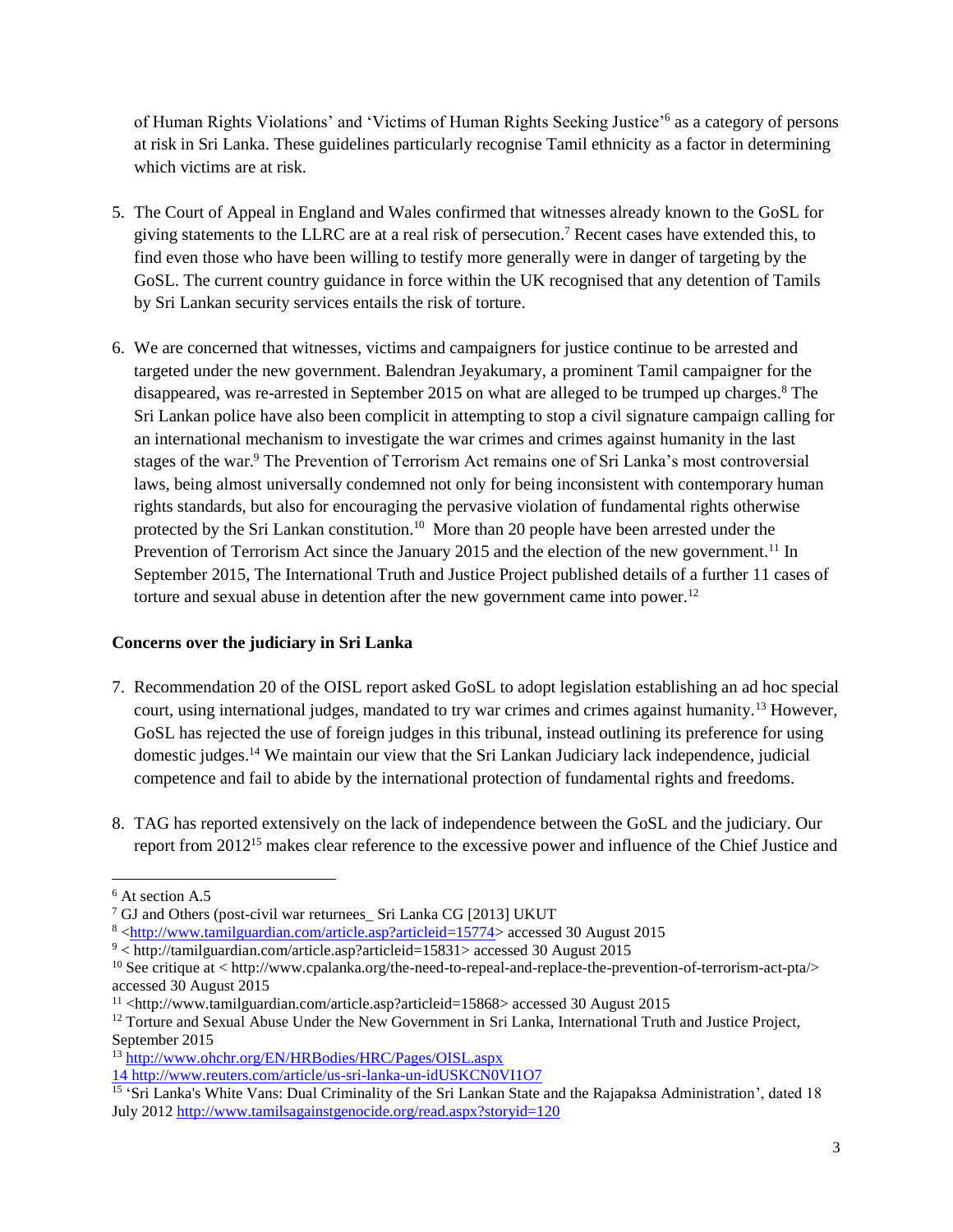of Human Rights Violations' and 'Victims of Human Rights Seeking Justice'[6] as a category of persons at risk in Sri Lanka. These guidelines particularly recognise Tamil ethnicity as a factor in determining which victims are at risk.

5. The Court of Appeal in England and Wales confirmed that witnesses already known to the GoSL for giving statements to the LLRC are at a real risk of persecution.[7] Recent cases have extended this, to find even those who have been willing to testify more generally were in danger of targeting by the GoSL. The current country guidance in force within the UK recognised that any detention of Tamils by Sri Lankan security services entails the risk of torture.

6. We are concerned that witnesses, victims and campaigners for justice continue to be arrested and targeted under the new government. Balendran Jeyakumary, a prominent Tamil campaigner for the disappeared, was re-arrested in September 2015 on what are alleged to be trumped up charges.[8] The Sri Lankan police have also been complicit in attempting to stop a civil signature campaign calling for an international mechanism to investigate the war crimes and crimes against humanity in the last stages of the war.[9] The Prevention of Terrorism Act remains one of Sri Lanka's most controversial laws, being almost universally condemned not only for being inconsistent with contemporary human rights standards, but also for encouraging the pervasive violation of fundamental rights otherwise protected by the Sri Lankan constitution.[10] More than 20 people have been arrested under the Prevention of Terrorism Act since the January 2015 and the election of the new government.[11] In September 2015, The International Truth and Justice Project published details of a further 11 cases of torture and sexual abuse in detention after the new government came into power.[12]

**Concerns over the judiciary in Sri Lanka**

7. Recommendation 20 of the OISL report asked GoSL to adopt legislation establishing an ad hoc special court, using international judges, mandated to try war crimes and crimes against humanity.[13] However, GoSL has rejected the use of foreign judges in this tribunal, instead outlining its preference for using domestic judges.[14] We maintain our view that the Sri Lankan Judiciary lack independence, judicial competence and fail to abide by the international protection of fundamental rights and freedoms.

8. TAG has reported extensively on the lack of independence between the GoSL and the judiciary. Our report from 2012[15] makes clear reference to the excessive power and influence of the Chief Justice and

---

[6] At section A.5

[7] GJ and Others (post-civil war returnees_ Sri Lanka CG [2013] UKUT

[8] <http://www.tamilguardian.com/article.asp?articleid=15774> accessed 30 August 2015

[9] < http://tamilguardian.com/article.asp?articleid=15831> accessed 30 August 2015

[10] See critique at < http://www.cpalanka.org/the-need-to-repeal-and-replace-the-prevention-of-terrorism-act-pta/> accessed 30 August 2015

[11] <http://www.tamilguardian.com/article.asp?articleid=15868> accessed 30 August 2015

[12] Torture and Sexual Abuse Under the New Government in Sri Lanka, International Truth and Justice Project, September 2015

[13] http://www.ohchr.org/EN/HRBodies/HRC/Pages/OISL.aspx

[14] http://www.reuters.com/article/us-sri-lanka-un-idUSKCN0VI1O7

[15] 'Sri Lanka's White Vans: Dual Criminality of the Sri Lankan State and the Rajapaksa Administration', dated 18 July 2012 http://www.tamilsagainstgenocide.org/read.aspx?storyid=120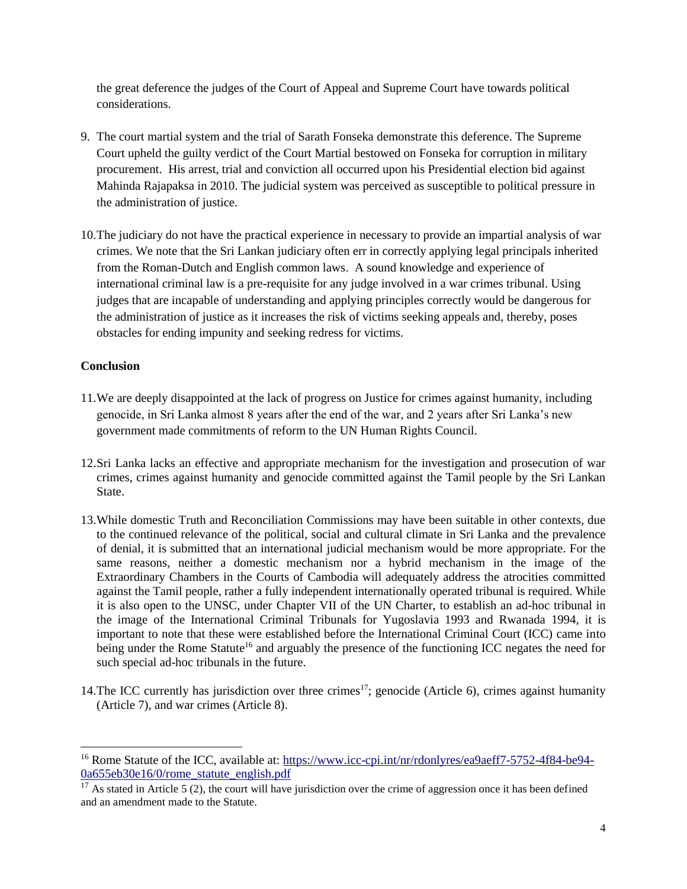the great deference the judges of the Court of Appeal and Supreme Court have towards political considerations.

9. The court martial system and the trial of Sarath Fonseka demonstrate this deference. The Supreme Court upheld the guilty verdict of the Court Martial bestowed on Fonseka for corruption in military procurement. His arrest, trial and conviction all occurred upon his Presidential election bid against Mahinda Rajapaksa in 2010. The judicial system was perceived as susceptible to political pressure in the administration of justice.

10. The judiciary do not have the practical experience in necessary to provide an impartial analysis of war crimes. We note that the Sri Lankan judiciary often err in correctly applying legal principals inherited from the Roman-Dutch and English common laws. A sound knowledge and experience of international criminal law is a pre-requisite for any judge involved in a war crimes tribunal. Using judges that are incapable of understanding and applying principles correctly would be dangerous for the administration of justice as it increases the risk of victims seeking appeals and, thereby, poses obstacles for ending impunity and seeking redress for victims.

**Conclusion**

11. We are deeply disappointed at the lack of progress on Justice for crimes against humanity, including genocide, in Sri Lanka almost 8 years after the end of the war, and 2 years after Sri Lanka's new government made commitments of reform to the UN Human Rights Council.

12. Sri Lanka lacks an effective and appropriate mechanism for the investigation and prosecution of war crimes, crimes against humanity and genocide committed against the Tamil people by the Sri Lankan State.

13. While domestic Truth and Reconciliation Commissions may have been suitable in other contexts, due to the continued relevance of the political, social and cultural climate in Sri Lanka and the prevalence of denial, it is submitted that an international judicial mechanism would be more appropriate. For the same reasons, neither a domestic mechanism nor a hybrid mechanism in the image of the Extraordinary Chambers in the Courts of Cambodia will adequately address the atrocities committed against the Tamil people, rather a fully independent internationally operated tribunal is required. While it is also open to the UNSC, under Chapter VII of the UN Charter, to establish an ad-hoc tribunal in the image of the International Criminal Tribunals for Yugoslavia 1993 and Rwanada 1994, it is important to note that these were established before the International Criminal Court (ICC) came into being under the Rome Statute[16] and arguably the presence of the functioning ICC negates the need for such special ad-hoc tribunals in the future.

14. The ICC currently has jurisdiction over three crimes[17]; genocide (Article 6), crimes against humanity (Article 7), and war crimes (Article 8).

---

[16] Rome Statute of the ICC, available at: https://www.icc-cpi.int/nr/rdonlyres/ea9aeff7-5752-4f84-be94-0a655eb30e16/0/rome_statute_english.pdf

[17] As stated in Article 5 (2), the court will have jurisdiction over the crime of aggression once it has been defined and an amendment made to the Statute.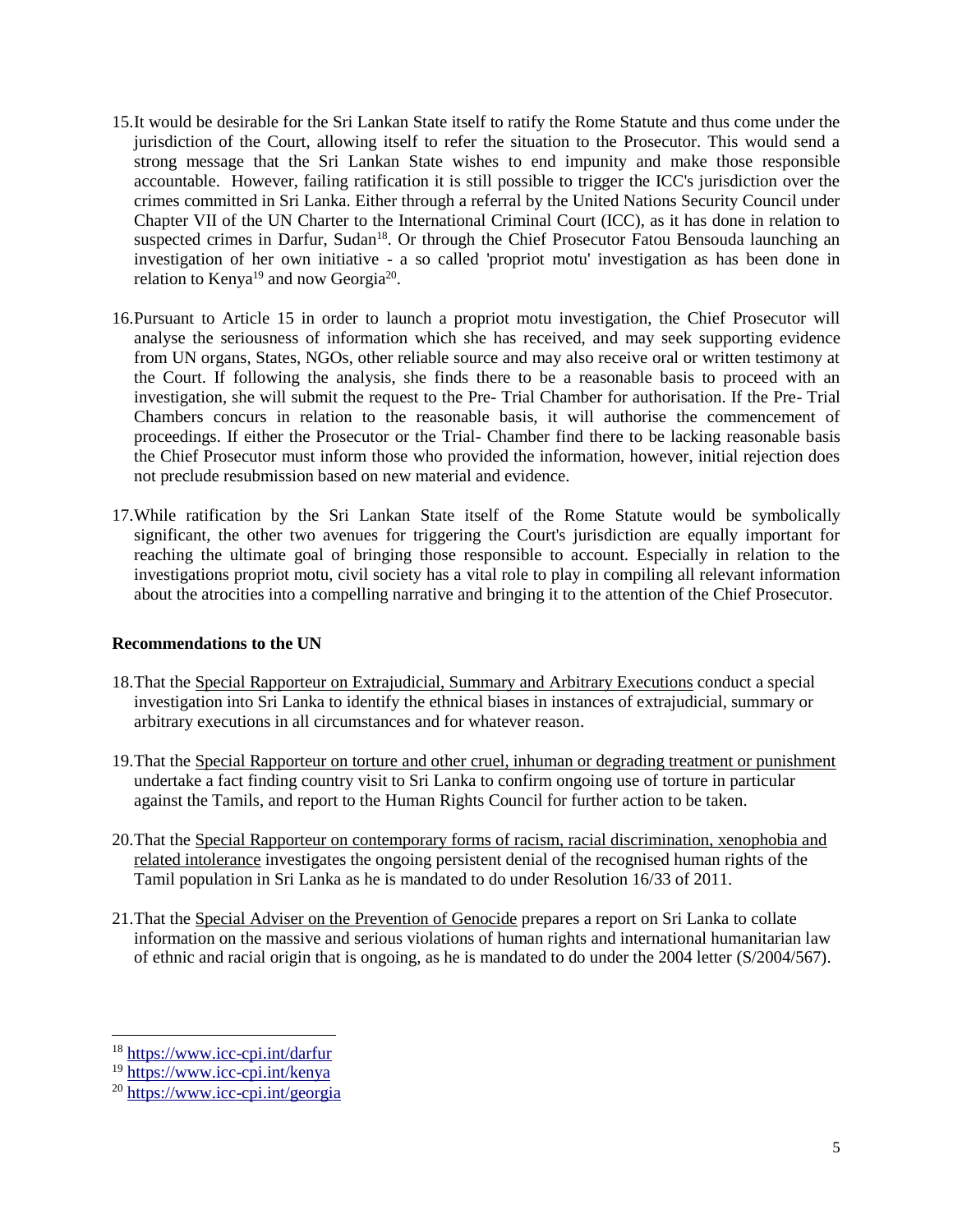15. It would be desirable for the Sri Lankan State itself to ratify the Rome Statute and thus come under the jurisdiction of the Court, allowing itself to refer the situation to the Prosecutor. This would send a strong message that the Sri Lankan State wishes to end impunity and make those responsible accountable. However, failing ratification it is still possible to trigger the ICC's jurisdiction over the crimes committed in Sri Lanka. Either through a referral by the United Nations Security Council under Chapter VII of the UN Charter to the International Criminal Court (ICC), as it has done in relation to suspected crimes in Darfur, Sudan[18]. Or through the Chief Prosecutor Fatou Bensouda launching an investigation of her own initiative - a so called 'propriot motu' investigation as has been done in relation to Kenya[19] and now Georgia[20].

16. Pursuant to Article 15 in order to launch a propriot motu investigation, the Chief Prosecutor will analyse the seriousness of information which she has received, and may seek supporting evidence from UN organs, States, NGOs, other reliable source and may also receive oral or written testimony at the Court. If following the analysis, she finds there to be a reasonable basis to proceed with an investigation, she will submit the request to the Pre- Trial Chamber for authorisation. If the Pre- Trial Chambers concurs in relation to the reasonable basis, it will authorise the commencement of proceedings. If either the Prosecutor or the Trial- Chamber find there to be lacking reasonable basis the Chief Prosecutor must inform those who provided the information, however, initial rejection does not preclude resubmission based on new material and evidence.

17. While ratification by the Sri Lankan State itself of the Rome Statute would be symbolically significant, the other two avenues for triggering the Court's jurisdiction are equally important for reaching the ultimate goal of bringing those responsible to account. Especially in relation to the investigations propriot motu, civil society has a vital role to play in compiling all relevant information about the atrocities into a compelling narrative and bringing it to the attention of the Chief Prosecutor.

**Recommendations to the UN**

18. That the Special Rapporteur on Extrajudicial, Summary and Arbitrary Executions conduct a special investigation into Sri Lanka to identify the ethnical biases in instances of extrajudicial, summary or arbitrary executions in all circumstances and for whatever reason.

19. That the Special Rapporteur on torture and other cruel, inhuman or degrading treatment or punishment undertake a fact finding country visit to Sri Lanka to confirm ongoing use of torture in particular against the Tamils, and report to the Human Rights Council for further action to be taken.

20. That the Special Rapporteur on contemporary forms of racism, racial discrimination, xenophobia and related intolerance investigates the ongoing persistent denial of the recognised human rights of the Tamil population in Sri Lanka as he is mandated to do under Resolution 16/33 of 2011.

21. That the Special Adviser on the Prevention of Genocide prepares a report on Sri Lanka to collate information on the massive and serious violations of human rights and international humanitarian law of ethnic and racial origin that is ongoing, as he is mandated to do under the 2004 letter (S/2004/567).

---

[18] https://www.icc-cpi.int/darfur

[19] https://www.icc-cpi.int/kenya

[20] https://www.icc-cpi.int/georgia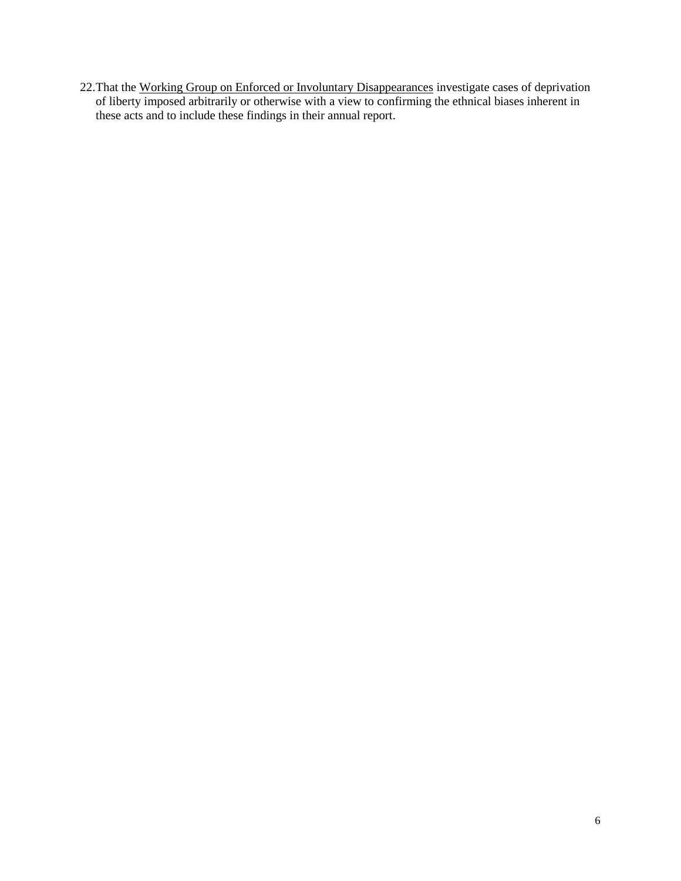22. That the <u>Working Group on Enforced or Involuntary Disappearances</u> investigate cases of deprivation of liberty imposed arbitrarily or otherwise with a view to confirming the ethnical biases inherent in these acts and to include these findings in their annual report.